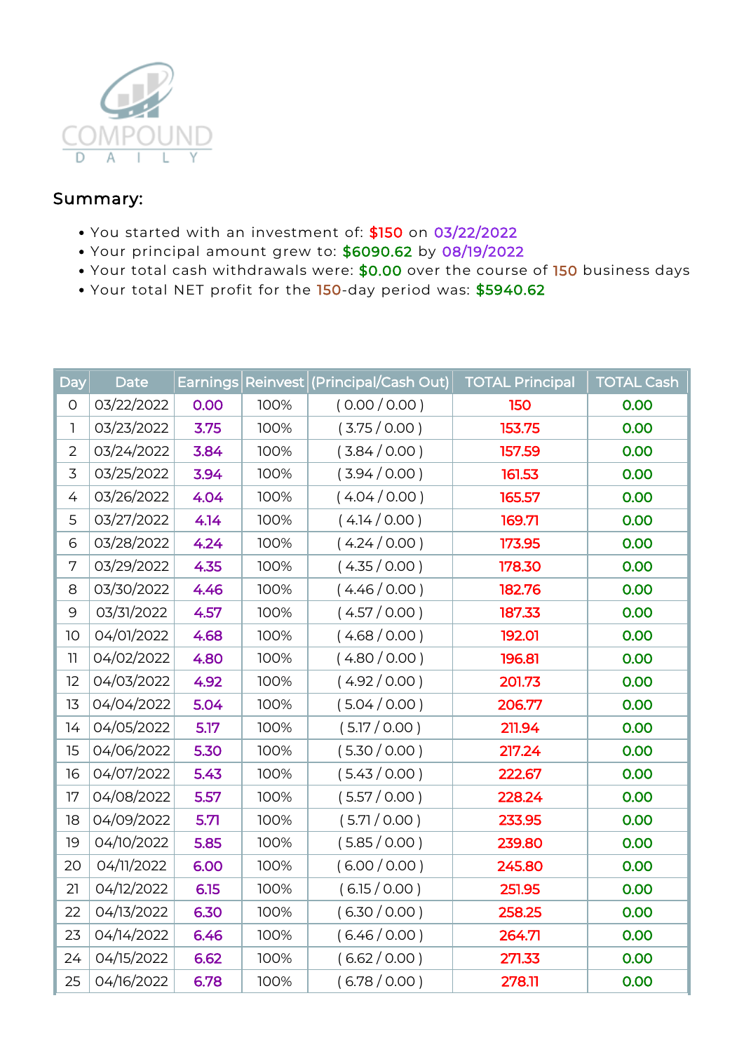COMPOUND

D A I L Y

## Summary:

- You started with an investment of: $150 on 03/22/2022
- Your principal amount grew to: $6090.62 by 08/19/2022
- Your total cash withdrawals were: $0.00 over the course of 150 business days
- Your total NET profit for the 150-day period was: $5940.62

| Day | Date | Earnings | Reinvest | (Principal/Cash Out) | TOTAL Principal | TOTAL Cash |
|---|---|---|---|---|---|---|
| 0 | 03/22/2022 | 0.00 | 100% | ( 0.00 / 0.00 ) | 150 | 0.00 |
| 1 | 03/23/2022 | 3.75 | 100% | ( 3.75 / 0.00 ) | 153.75 | 0.00 |
| 2 | 03/24/2022 | 3.84 | 100% | ( 3.84 / 0.00 ) | 157.59 | 0.00 |
| 3 | 03/25/2022 | 3.94 | 100% | ( 3.94 / 0.00 ) | 161.53 | 0.00 |
| 4 | 03/26/2022 | 4.04 | 100% | ( 4.04 / 0.00 ) | 165.57 | 0.00 |
| 5 | 03/27/2022 | 4.14 | 100% | ( 4.14 / 0.00 ) | 169.71 | 0.00 |
| 6 | 03/28/2022 | 4.24 | 100% | ( 4.24 / 0.00 ) | 173.95 | 0.00 |
| 7 | 03/29/2022 | 4.35 | 100% | ( 4.35 / 0.00 ) | 178.30 | 0.00 |
| 8 | 03/30/2022 | 4.46 | 100% | ( 4.46 / 0.00 ) | 182.76 | 0.00 |
| 9 | 03/31/2022 | 4.57 | 100% | ( 4.57 / 0.00 ) | 187.33 | 0.00 |
| 10 | 04/01/2022 | 4.68 | 100% | ( 4.68 / 0.00 ) | 192.01 | 0.00 |
| 11 | 04/02/2022 | 4.80 | 100% | ( 4.80 / 0.00 ) | 196.81 | 0.00 |
| 12 | 04/03/2022 | 4.92 | 100% | ( 4.92 / 0.00 ) | 201.73 | 0.00 |
| 13 | 04/04/2022 | 5.04 | 100% | ( 5.04 / 0.00 ) | 206.77 | 0.00 |
| 14 | 04/05/2022 | 5.17 | 100% | ( 5.17 / 0.00 ) | 211.94 | 0.00 |
| 15 | 04/06/2022 | 5.30 | 100% | ( 5.30 / 0.00 ) | 217.24 | 0.00 |
| 16 | 04/07/2022 | 5.43 | 100% | ( 5.43 / 0.00 ) | 222.67 | 0.00 |
| 17 | 04/08/2022 | 5.57 | 100% | ( 5.57 / 0.00 ) | 228.24 | 0.00 |
| 18 | 04/09/2022 | 5.71 | 100% | ( 5.71 / 0.00 ) | 233.95 | 0.00 |
| 19 | 04/10/2022 | 5.85 | 100% | ( 5.85 / 0.00 ) | 239.80 | 0.00 |
| 20 | 04/11/2022 | 6.00 | 100% | ( 6.00 / 0.00 ) | 245.80 | 0.00 |
| 21 | 04/12/2022 | 6.15 | 100% | ( 6.15 / 0.00 ) | 251.95 | 0.00 |
| 22 | 04/13/2022 | 6.30 | 100% | ( 6.30 / 0.00 ) | 258.25 | 0.00 |
| 23 | 04/14/2022 | 6.46 | 100% | ( 6.46 / 0.00 ) | 264.71 | 0.00 |
| 24 | 04/15/2022 | 6.62 | 100% | ( 6.62 / 0.00 ) | 271.33 | 0.00 |
| 25 | 04/16/2022 | 6.78 | 100% | ( 6.78 / 0.00 ) | 278.11 | 0.00 |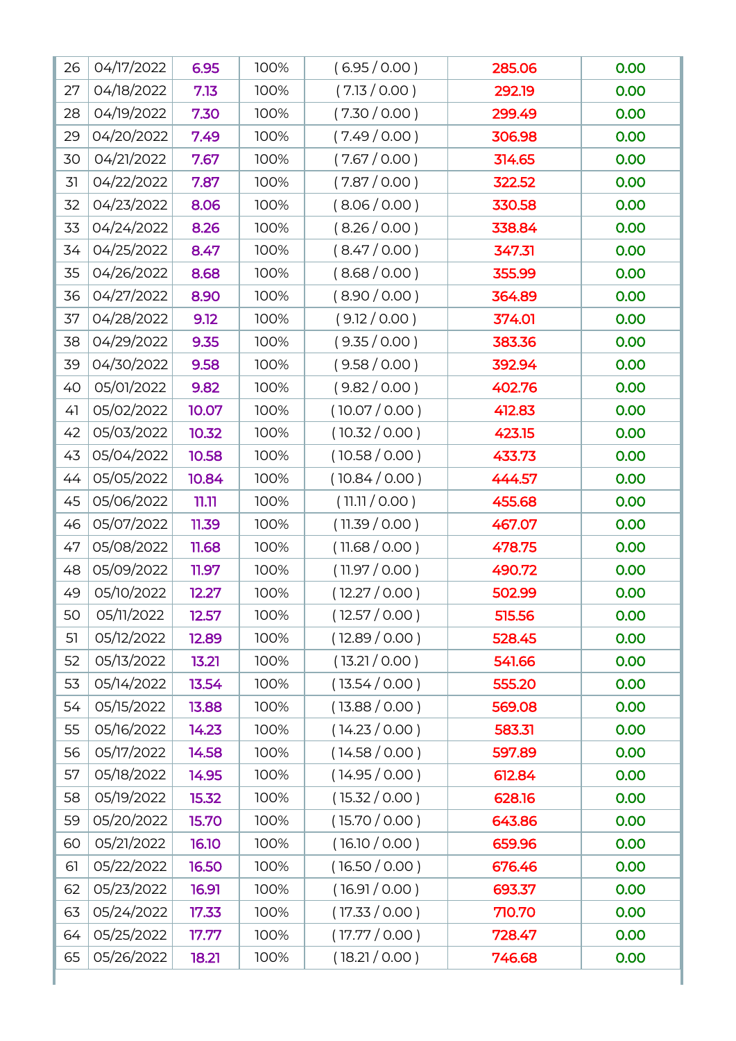| | | | | | | |
|---|---|---|---|---|---|---|
| 26 | 04/17/2022 | 6.95 | 100% | ( 6.95 / 0.00 ) | 285.06 | 0.00 |
| 27 | 04/18/2022 | 7.13 | 100% | ( 7.13 / 0.00 ) | 292.19 | 0.00 |
| 28 | 04/19/2022 | 7.30 | 100% | ( 7.30 / 0.00 ) | 299.49 | 0.00 |
| 29 | 04/20/2022 | 7.49 | 100% | ( 7.49 / 0.00 ) | 306.98 | 0.00 |
| 30 | 04/21/2022 | 7.67 | 100% | ( 7.67 / 0.00 ) | 314.65 | 0.00 |
| 31 | 04/22/2022 | 7.87 | 100% | ( 7.87 / 0.00 ) | 322.52 | 0.00 |
| 32 | 04/23/2022 | 8.06 | 100% | ( 8.06 / 0.00 ) | 330.58 | 0.00 |
| 33 | 04/24/2022 | 8.26 | 100% | ( 8.26 / 0.00 ) | 338.84 | 0.00 |
| 34 | 04/25/2022 | 8.47 | 100% | ( 8.47 / 0.00 ) | 347.31 | 0.00 |
| 35 | 04/26/2022 | 8.68 | 100% | ( 8.68 / 0.00 ) | 355.99 | 0.00 |
| 36 | 04/27/2022 | 8.90 | 100% | ( 8.90 / 0.00 ) | 364.89 | 0.00 |
| 37 | 04/28/2022 | 9.12 | 100% | ( 9.12 / 0.00 ) | 374.01 | 0.00 |
| 38 | 04/29/2022 | 9.35 | 100% | ( 9.35 / 0.00 ) | 383.36 | 0.00 |
| 39 | 04/30/2022 | 9.58 | 100% | ( 9.58 / 0.00 ) | 392.94 | 0.00 |
| 40 | 05/01/2022 | 9.82 | 100% | ( 9.82 / 0.00 ) | 402.76 | 0.00 |
| 41 | 05/02/2022 | 10.07 | 100% | ( 10.07 / 0.00 ) | 412.83 | 0.00 |
| 42 | 05/03/2022 | 10.32 | 100% | ( 10.32 / 0.00 ) | 423.15 | 0.00 |
| 43 | 05/04/2022 | 10.58 | 100% | ( 10.58 / 0.00 ) | 433.73 | 0.00 |
| 44 | 05/05/2022 | 10.84 | 100% | ( 10.84 / 0.00 ) | 444.57 | 0.00 |
| 45 | 05/06/2022 | 11.11 | 100% | ( 11.11 / 0.00 ) | 455.68 | 0.00 |
| 46 | 05/07/2022 | 11.39 | 100% | ( 11.39 / 0.00 ) | 467.07 | 0.00 |
| 47 | 05/08/2022 | 11.68 | 100% | ( 11.68 / 0.00 ) | 478.75 | 0.00 |
| 48 | 05/09/2022 | 11.97 | 100% | ( 11.97 / 0.00 ) | 490.72 | 0.00 |
| 49 | 05/10/2022 | 12.27 | 100% | ( 12.27 / 0.00 ) | 502.99 | 0.00 |
| 50 | 05/11/2022 | 12.57 | 100% | ( 12.57 / 0.00 ) | 515.56 | 0.00 |
| 51 | 05/12/2022 | 12.89 | 100% | ( 12.89 / 0.00 ) | 528.45 | 0.00 |
| 52 | 05/13/2022 | 13.21 | 100% | ( 13.21 / 0.00 ) | 541.66 | 0.00 |
| 53 | 05/14/2022 | 13.54 | 100% | ( 13.54 / 0.00 ) | 555.20 | 0.00 |
| 54 | 05/15/2022 | 13.88 | 100% | ( 13.88 / 0.00 ) | 569.08 | 0.00 |
| 55 | 05/16/2022 | 14.23 | 100% | ( 14.23 / 0.00 ) | 583.31 | 0.00 |
| 56 | 05/17/2022 | 14.58 | 100% | ( 14.58 / 0.00 ) | 597.89 | 0.00 |
| 57 | 05/18/2022 | 14.95 | 100% | ( 14.95 / 0.00 ) | 612.84 | 0.00 |
| 58 | 05/19/2022 | 15.32 | 100% | ( 15.32 / 0.00 ) | 628.16 | 0.00 |
| 59 | 05/20/2022 | 15.70 | 100% | ( 15.70 / 0.00 ) | 643.86 | 0.00 |
| 60 | 05/21/2022 | 16.10 | 100% | ( 16.10 / 0.00 ) | 659.96 | 0.00 |
| 61 | 05/22/2022 | 16.50 | 100% | ( 16.50 / 0.00 ) | 676.46 | 0.00 |
| 62 | 05/23/2022 | 16.91 | 100% | ( 16.91 / 0.00 ) | 693.37 | 0.00 |
| 63 | 05/24/2022 | 17.33 | 100% | ( 17.33 / 0.00 ) | 710.70 | 0.00 |
| 64 | 05/25/2022 | 17.77 | 100% | ( 17.77 / 0.00 ) | 728.47 | 0.00 |
| 65 | 05/26/2022 | 18.21 | 100% | ( 18.21 / 0.00 ) | 746.68 | 0.00 |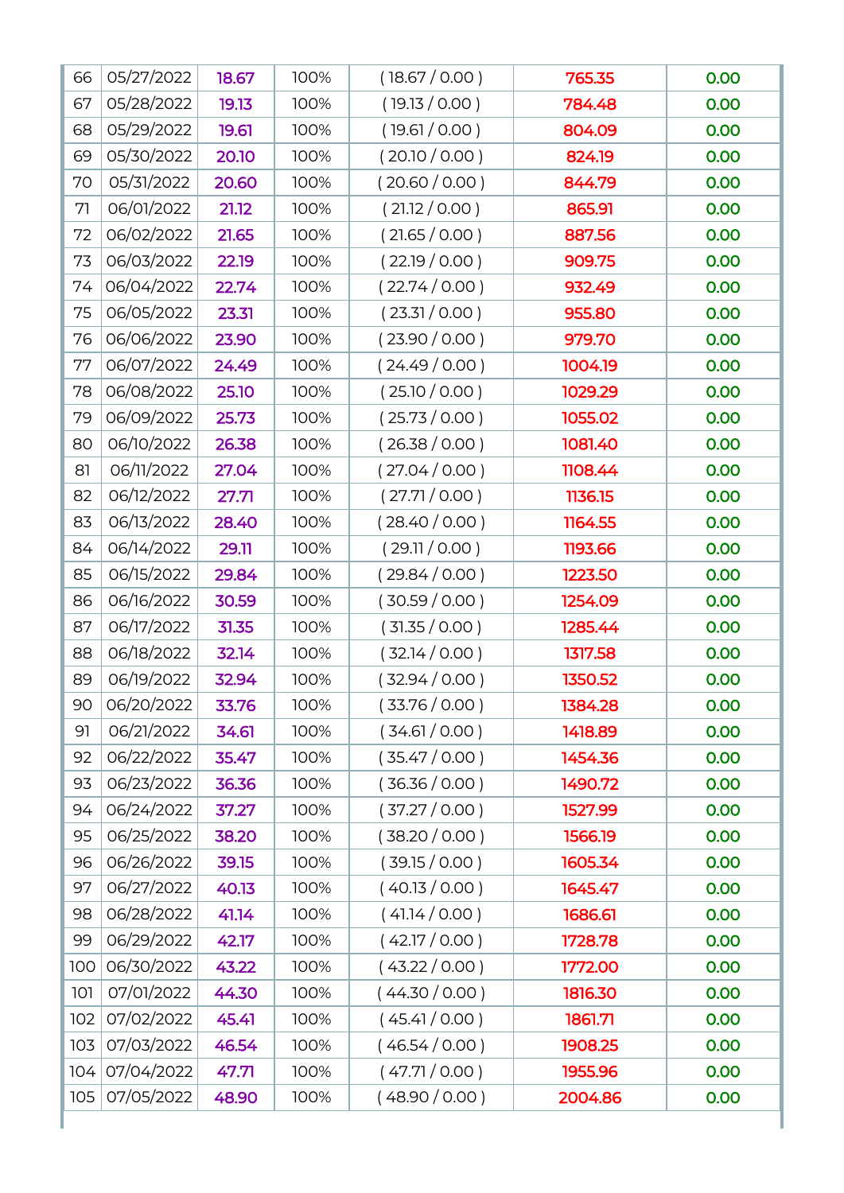| | | | | | | |
|---|---|---|---|---|---|---|
| 66 | 05/27/2022 | 18.67 | 100% | ( 18.67 / 0.00 ) | 765.35 | 0.00 |
| 67 | 05/28/2022 | 19.13 | 100% | ( 19.13 / 0.00 ) | 784.48 | 0.00 |
| 68 | 05/29/2022 | 19.61 | 100% | ( 19.61 / 0.00 ) | 804.09 | 0.00 |
| 69 | 05/30/2022 | 20.10 | 100% | ( 20.10 / 0.00 ) | 824.19 | 0.00 |
| 70 | 05/31/2022 | 20.60 | 100% | ( 20.60 / 0.00 ) | 844.79 | 0.00 |
| 71 | 06/01/2022 | 21.12 | 100% | ( 21.12 / 0.00 ) | 865.91 | 0.00 |
| 72 | 06/02/2022 | 21.65 | 100% | ( 21.65 / 0.00 ) | 887.56 | 0.00 |
| 73 | 06/03/2022 | 22.19 | 100% | ( 22.19 / 0.00 ) | 909.75 | 0.00 |
| 74 | 06/04/2022 | 22.74 | 100% | ( 22.74 / 0.00 ) | 932.49 | 0.00 |
| 75 | 06/05/2022 | 23.31 | 100% | ( 23.31 / 0.00 ) | 955.80 | 0.00 |
| 76 | 06/06/2022 | 23.90 | 100% | ( 23.90 / 0.00 ) | 979.70 | 0.00 |
| 77 | 06/07/2022 | 24.49 | 100% | ( 24.49 / 0.00 ) | 1004.19 | 0.00 |
| 78 | 06/08/2022 | 25.10 | 100% | ( 25.10 / 0.00 ) | 1029.29 | 0.00 |
| 79 | 06/09/2022 | 25.73 | 100% | ( 25.73 / 0.00 ) | 1055.02 | 0.00 |
| 80 | 06/10/2022 | 26.38 | 100% | ( 26.38 / 0.00 ) | 1081.40 | 0.00 |
| 81 | 06/11/2022 | 27.04 | 100% | ( 27.04 / 0.00 ) | 1108.44 | 0.00 |
| 82 | 06/12/2022 | 27.71 | 100% | ( 27.71 / 0.00 ) | 1136.15 | 0.00 |
| 83 | 06/13/2022 | 28.40 | 100% | ( 28.40 / 0.00 ) | 1164.55 | 0.00 |
| 84 | 06/14/2022 | 29.11 | 100% | ( 29.11 / 0.00 ) | 1193.66 | 0.00 |
| 85 | 06/15/2022 | 29.84 | 100% | ( 29.84 / 0.00 ) | 1223.50 | 0.00 |
| 86 | 06/16/2022 | 30.59 | 100% | ( 30.59 / 0.00 ) | 1254.09 | 0.00 |
| 87 | 06/17/2022 | 31.35 | 100% | ( 31.35 / 0.00 ) | 1285.44 | 0.00 |
| 88 | 06/18/2022 | 32.14 | 100% | ( 32.14 / 0.00 ) | 1317.58 | 0.00 |
| 89 | 06/19/2022 | 32.94 | 100% | ( 32.94 / 0.00 ) | 1350.52 | 0.00 |
| 90 | 06/20/2022 | 33.76 | 100% | ( 33.76 / 0.00 ) | 1384.28 | 0.00 |
| 91 | 06/21/2022 | 34.61 | 100% | ( 34.61 / 0.00 ) | 1418.89 | 0.00 |
| 92 | 06/22/2022 | 35.47 | 100% | ( 35.47 / 0.00 ) | 1454.36 | 0.00 |
| 93 | 06/23/2022 | 36.36 | 100% | ( 36.36 / 0.00 ) | 1490.72 | 0.00 |
| 94 | 06/24/2022 | 37.27 | 100% | ( 37.27 / 0.00 ) | 1527.99 | 0.00 |
| 95 | 06/25/2022 | 38.20 | 100% | ( 38.20 / 0.00 ) | 1566.19 | 0.00 |
| 96 | 06/26/2022 | 39.15 | 100% | ( 39.15 / 0.00 ) | 1605.34 | 0.00 |
| 97 | 06/27/2022 | 40.13 | 100% | ( 40.13 / 0.00 ) | 1645.47 | 0.00 |
| 98 | 06/28/2022 | 41.14 | 100% | ( 41.14 / 0.00 ) | 1686.61 | 0.00 |
| 99 | 06/29/2022 | 42.17 | 100% | ( 42.17 / 0.00 ) | 1728.78 | 0.00 |
| 100 | 06/30/2022 | 43.22 | 100% | ( 43.22 / 0.00 ) | 1772.00 | 0.00 |
| 101 | 07/01/2022 | 44.30 | 100% | ( 44.30 / 0.00 ) | 1816.30 | 0.00 |
| 102 | 07/02/2022 | 45.41 | 100% | ( 45.41 / 0.00 ) | 1861.71 | 0.00 |
| 103 | 07/03/2022 | 46.54 | 100% | ( 46.54 / 0.00 ) | 1908.25 | 0.00 |
| 104 | 07/04/2022 | 47.71 | 100% | ( 47.71 / 0.00 ) | 1955.96 | 0.00 |
| 105 | 07/05/2022 | 48.90 | 100% | ( 48.90 / 0.00 ) | 2004.86 | 0.00 |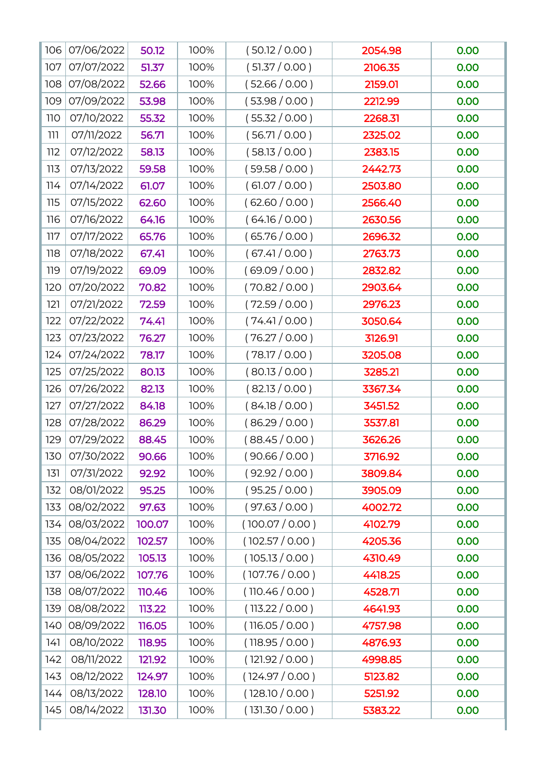| 106 | 07/06/2022 | 50.12 | 100% | ( 50.12 / 0.00 ) | 2054.98 | 0.00 |
|---|---|---|---|---|---|---|
| 107 | 07/07/2022 | 51.37 | 100% | ( 51.37 / 0.00 ) | 2106.35 | 0.00 |
| 108 | 07/08/2022 | 52.66 | 100% | ( 52.66 / 0.00 ) | 2159.01 | 0.00 |
| 109 | 07/09/2022 | 53.98 | 100% | ( 53.98 / 0.00 ) | 2212.99 | 0.00 |
| 110 | 07/10/2022 | 55.32 | 100% | ( 55.32 / 0.00 ) | 2268.31 | 0.00 |
| 111 | 07/11/2022 | 56.71 | 100% | ( 56.71 / 0.00 ) | 2325.02 | 0.00 |
| 112 | 07/12/2022 | 58.13 | 100% | ( 58.13 / 0.00 ) | 2383.15 | 0.00 |
| 113 | 07/13/2022 | 59.58 | 100% | ( 59.58 / 0.00 ) | 2442.73 | 0.00 |
| 114 | 07/14/2022 | 61.07 | 100% | ( 61.07 / 0.00 ) | 2503.80 | 0.00 |
| 115 | 07/15/2022 | 62.60 | 100% | ( 62.60 / 0.00 ) | 2566.40 | 0.00 |
| 116 | 07/16/2022 | 64.16 | 100% | ( 64.16 / 0.00 ) | 2630.56 | 0.00 |
| 117 | 07/17/2022 | 65.76 | 100% | ( 65.76 / 0.00 ) | 2696.32 | 0.00 |
| 118 | 07/18/2022 | 67.41 | 100% | ( 67.41 / 0.00 ) | 2763.73 | 0.00 |
| 119 | 07/19/2022 | 69.09 | 100% | ( 69.09 / 0.00 ) | 2832.82 | 0.00 |
| 120 | 07/20/2022 | 70.82 | 100% | ( 70.82 / 0.00 ) | 2903.64 | 0.00 |
| 121 | 07/21/2022 | 72.59 | 100% | ( 72.59 / 0.00 ) | 2976.23 | 0.00 |
| 122 | 07/22/2022 | 74.41 | 100% | ( 74.41 / 0.00 ) | 3050.64 | 0.00 |
| 123 | 07/23/2022 | 76.27 | 100% | ( 76.27 / 0.00 ) | 3126.91 | 0.00 |
| 124 | 07/24/2022 | 78.17 | 100% | ( 78.17 / 0.00 ) | 3205.08 | 0.00 |
| 125 | 07/25/2022 | 80.13 | 100% | ( 80.13 / 0.00 ) | 3285.21 | 0.00 |
| 126 | 07/26/2022 | 82.13 | 100% | ( 82.13 / 0.00 ) | 3367.34 | 0.00 |
| 127 | 07/27/2022 | 84.18 | 100% | ( 84.18 / 0.00 ) | 3451.52 | 0.00 |
| 128 | 07/28/2022 | 86.29 | 100% | ( 86.29 / 0.00 ) | 3537.81 | 0.00 |
| 129 | 07/29/2022 | 88.45 | 100% | ( 88.45 / 0.00 ) | 3626.26 | 0.00 |
| 130 | 07/30/2022 | 90.66 | 100% | ( 90.66 / 0.00 ) | 3716.92 | 0.00 |
| 131 | 07/31/2022 | 92.92 | 100% | ( 92.92 / 0.00 ) | 3809.84 | 0.00 |
| 132 | 08/01/2022 | 95.25 | 100% | ( 95.25 / 0.00 ) | 3905.09 | 0.00 |
| 133 | 08/02/2022 | 97.63 | 100% | ( 97.63 / 0.00 ) | 4002.72 | 0.00 |
| 134 | 08/03/2022 | 100.07 | 100% | ( 100.07 / 0.00 ) | 4102.79 | 0.00 |
| 135 | 08/04/2022 | 102.57 | 100% | ( 102.57 / 0.00 ) | 4205.36 | 0.00 |
| 136 | 08/05/2022 | 105.13 | 100% | ( 105.13 / 0.00 ) | 4310.49 | 0.00 |
| 137 | 08/06/2022 | 107.76 | 100% | ( 107.76 / 0.00 ) | 4418.25 | 0.00 |
| 138 | 08/07/2022 | 110.46 | 100% | ( 110.46 / 0.00 ) | 4528.71 | 0.00 |
| 139 | 08/08/2022 | 113.22 | 100% | ( 113.22 / 0.00 ) | 4641.93 | 0.00 |
| 140 | 08/09/2022 | 116.05 | 100% | ( 116.05 / 0.00 ) | 4757.98 | 0.00 |
| 141 | 08/10/2022 | 118.95 | 100% | ( 118.95 / 0.00 ) | 4876.93 | 0.00 |
| 142 | 08/11/2022 | 121.92 | 100% | ( 121.92 / 0.00 ) | 4998.85 | 0.00 |
| 143 | 08/12/2022 | 124.97 | 100% | ( 124.97 / 0.00 ) | 5123.82 | 0.00 |
| 144 | 08/13/2022 | 128.10 | 100% | ( 128.10 / 0.00 ) | 5251.92 | 0.00 |
| 145 | 08/14/2022 | 131.30 | 100% | ( 131.30 / 0.00 ) | 5383.22 | 0.00 |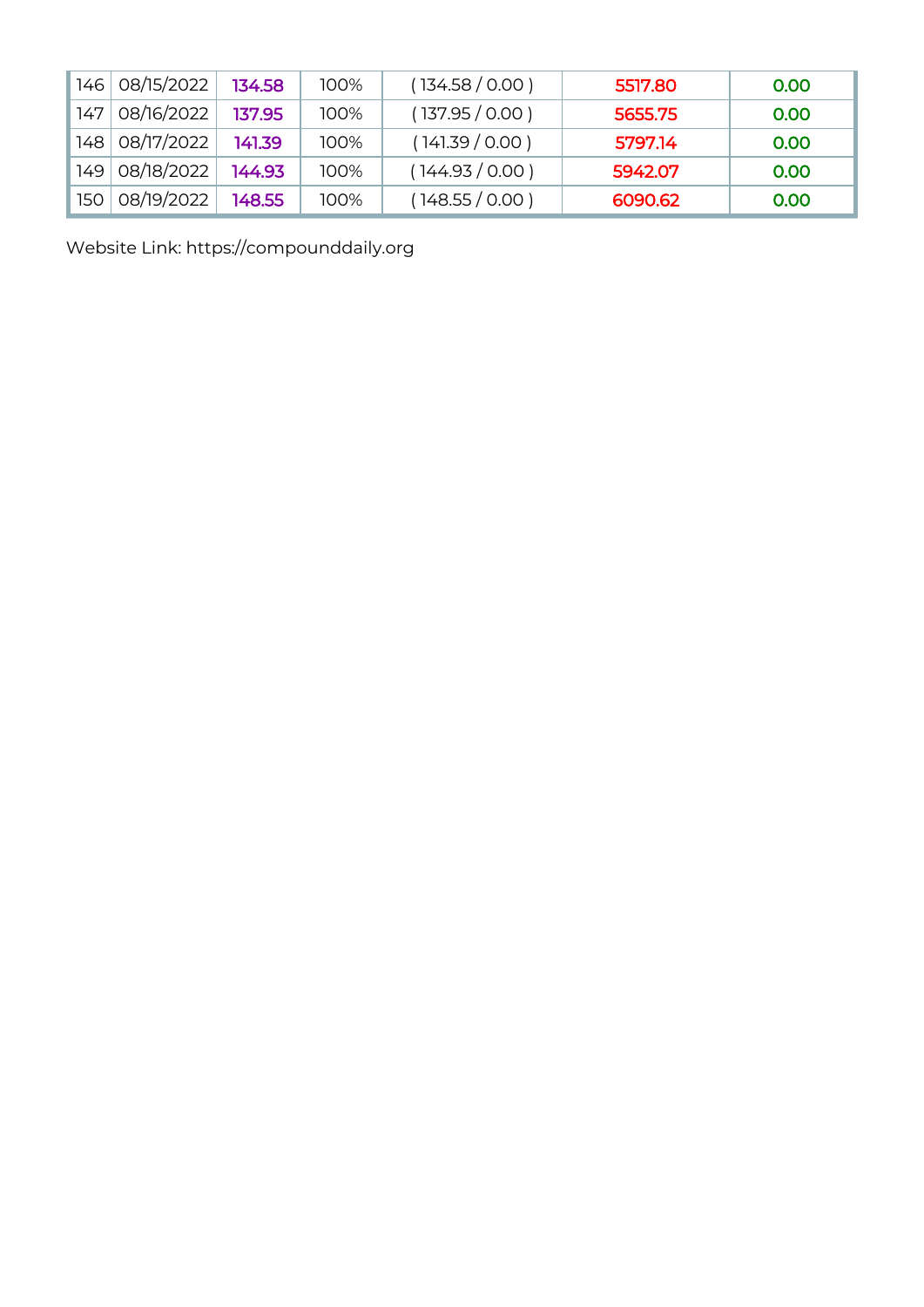| | | | | | | |
|---|---|---|---|---|---|---|
| 146 | 08/15/2022 | 134.58 | 100% | ( 134.58 / 0.00 ) | 5517.80 | 0.00 |
| 147 | 08/16/2022 | 137.95 | 100% | ( 137.95 / 0.00 ) | 5655.75 | 0.00 |
| 148 | 08/17/2022 | 141.39 | 100% | ( 141.39 / 0.00 ) | 5797.14 | 0.00 |
| 149 | 08/18/2022 | 144.93 | 100% | ( 144.93 / 0.00 ) | 5942.07 | 0.00 |
| 150 | 08/19/2022 | 148.55 | 100% | ( 148.55 / 0.00 ) | 6090.62 | 0.00 |

Website Link: https://compounddaily.org